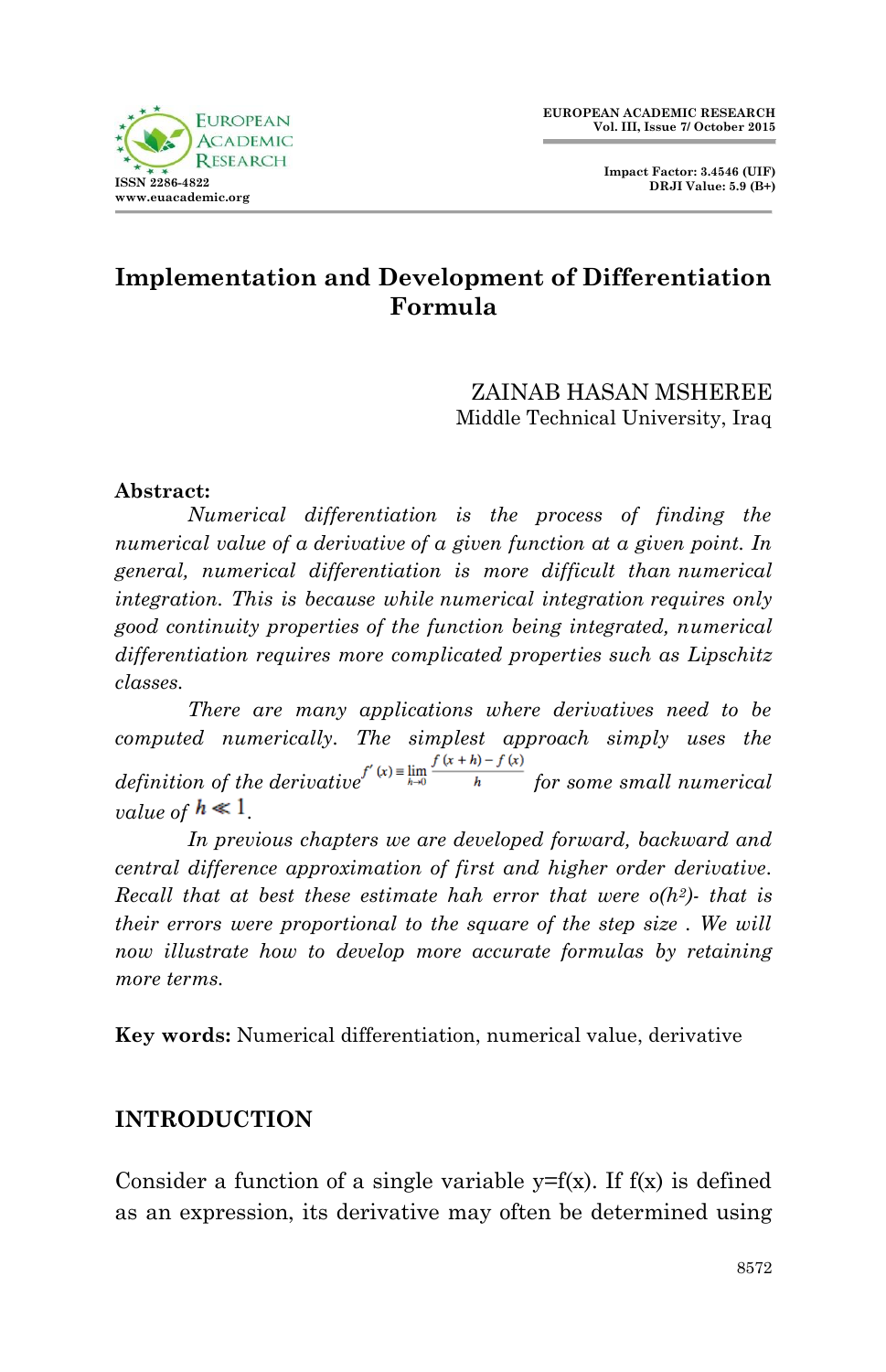# Implementation and Development of Differentiation Formula

ZAINAB HASAN MSHEREE
Middle Technical University, Iraq

**Abstract:**

*Numerical differentiation is the process of finding the numerical value of a derivative of a given function at a given point. In general, numerical differentiation is more difficult than numerical integration. This is because while numerical integration requires only good continuity properties of the function being integrated, numerical differentiation requires more complicated properties such as Lipschitz classes.*

*There are many applications where derivatives need to be computed numerically. The simplest approach simply uses the definition of the derivative* $f'(x) \equiv \lim_{h \to 0} \frac{f(x+h) - f(x)}{h}$ *for some small numerical value of* $h \ll 1$.

*In previous chapters we are developed forward, backward and central difference approximation of first and higher order derivative. Recall that at best these estimate hah error that were* $o(h^2)$*- that is their errors were proportional to the square of the step size . We will now illustrate how to develop more accurate formulas by retaining more terms.*

**Key words:** Numerical differentiation, numerical value, derivative

## INTRODUCTION

Consider a function of a single variable y=f(x). If f(x) is defined as an expression, its derivative may often be determined using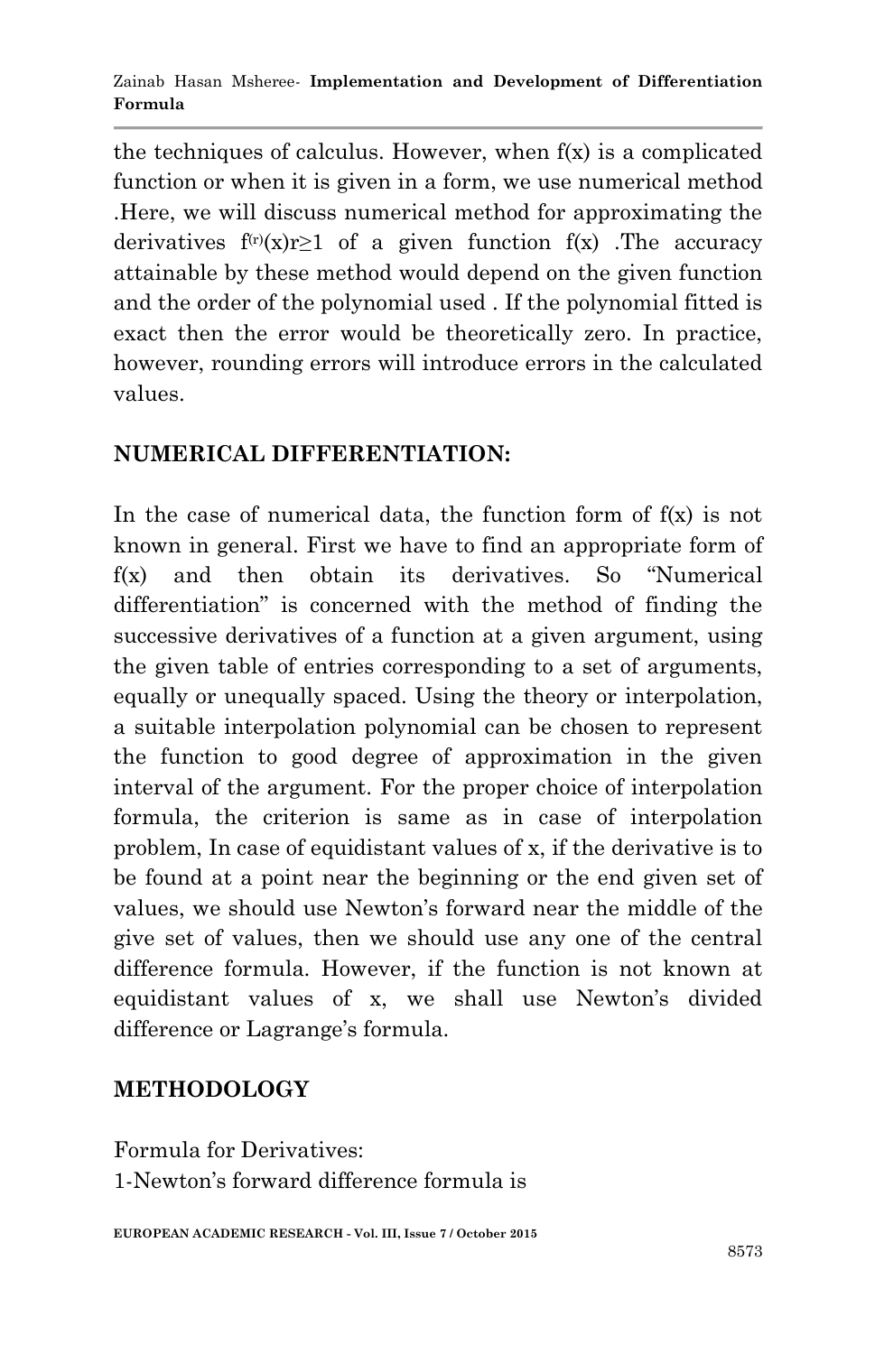the techniques of calculus. However, when f(x) is a complicated function or when it is given in a form, we use numerical method .Here, we will discuss numerical method for approximating the derivatives $f^{(r)}(x) r \geq 1$ of a given function f(x) .The accuracy attainable by these method would depend on the given function and the order of the polynomial used . If the polynomial fitted is exact then the error would be theoretically zero. In practice, however, rounding errors will introduce errors in the calculated values.

## NUMERICAL DIFFERENTIATION:

In the case of numerical data, the function form of f(x) is not known in general. First we have to find an appropriate form of f(x) and then obtain its derivatives. So "Numerical differentiation" is concerned with the method of finding the successive derivatives of a function at a given argument, using the given table of entries corresponding to a set of arguments, equally or unequally spaced. Using the theory or interpolation, a suitable interpolation polynomial can be chosen to represent the function to good degree of approximation in the given interval of the argument. For the proper choice of interpolation formula, the criterion is same as in case of interpolation problem, In case of equidistant values of x, if the derivative is to be found at a point near the beginning or the end given set of values, we should use Newton's forward near the middle of the give set of values, then we should use any one of the central difference formula. However, if the function is not known at equidistant values of x, we shall use Newton's divided difference or Lagrange's formula.

## METHODOLOGY

Formula for Derivatives:
1-Newton's forward difference formula is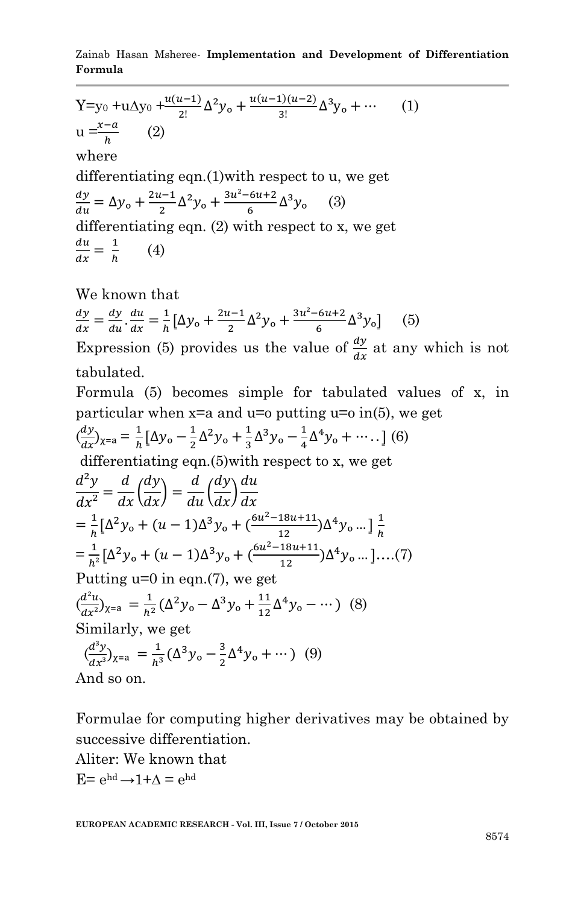$$Y = y_0 + u\Delta y_0 + \frac{u(u-1)}{2!}\Delta^2 y_o + \frac{u(u-1)(u-2)}{3!}\Delta^3 y_o + \cdots \quad (1)$$

$$u = \frac{x-a}{h} \quad (2)$$

where

differentiating eqn.(1)with respect to u, we get

$$\frac{dy}{du} = \Delta y_o + \frac{2u-1}{2}\Delta^2 y_o + \frac{3u^2-6u+2}{6}\Delta^3 y_o \quad (3)$$

differentiating eqn. (2) with respect to x, we get

$$\frac{du}{dx} = \frac{1}{h} \quad (4)$$

We known that

$$\frac{dy}{dx} = \frac{dy}{du}.\frac{du}{dx} = \frac{1}{h}\left[\Delta y_o + \frac{2u-1}{2}\Delta^2 y_o + \frac{3u^2-6u+2}{6}\Delta^3 y_o\right] \quad (5)$$

Expression (5) provides us the value of $\frac{dy}{dx}$ at any which is not tabulated.

Formula (5) becomes simple for tabulated values of x, in particular when x=a and u=o putting u=o in(5), we get

$$\left(\frac{dy}{dx}\right)_{x=a} = \frac{1}{h}\left[\Delta y_o - \frac{1}{2}\Delta^2 y_o + \frac{1}{3}\Delta^3 y_o - \frac{1}{4}\Delta^4 y_o + \cdots\right] \quad (6)$$

differentiating eqn.(5)with respect to x, we get

$$\frac{d^2y}{dx^2} = \frac{d}{dx}\left(\frac{dy}{dx}\right) = \frac{d}{du}\left(\frac{dy}{dx}\right)\frac{du}{dx}$$

$$= \frac{1}{h}\left[\Delta^2 y_o + (u-1)\Delta^3 y_o + \left(\frac{6u^2-18u+11}{12}\right)\Delta^4 y_o \ldots\right]\frac{1}{h}$$

$$= \frac{1}{h^2}\left[\Delta^2 y_o + (u-1)\Delta^3 y_o + \left(\frac{6u^2-18u+11}{12}\right)\Delta^4 y_o \ldots\right] \ldots (7)$$

Putting u=0 in eqn.(7), we get

$$\left(\frac{d^2u}{dx^2}\right)_{x=a} = \frac{1}{h^2}\left(\Delta^2 y_o - \Delta^3 y_o + \frac{11}{12}\Delta^4 y_o - \cdots\right) \quad (8)$$

Similarly, we get

$$\left(\frac{d^3y}{dx^3}\right)_{x=a} = \frac{1}{h^3}\left(\Delta^3 y_o - \frac{3}{2}\Delta^4 y_o + \cdots\right) \quad (9)$$

And so on.

Formulae for computing higher derivatives may be obtained by successive differentiation.

Aliter: We known that

$E = e^{hd} \rightarrow 1 + \Delta = e^{hd}$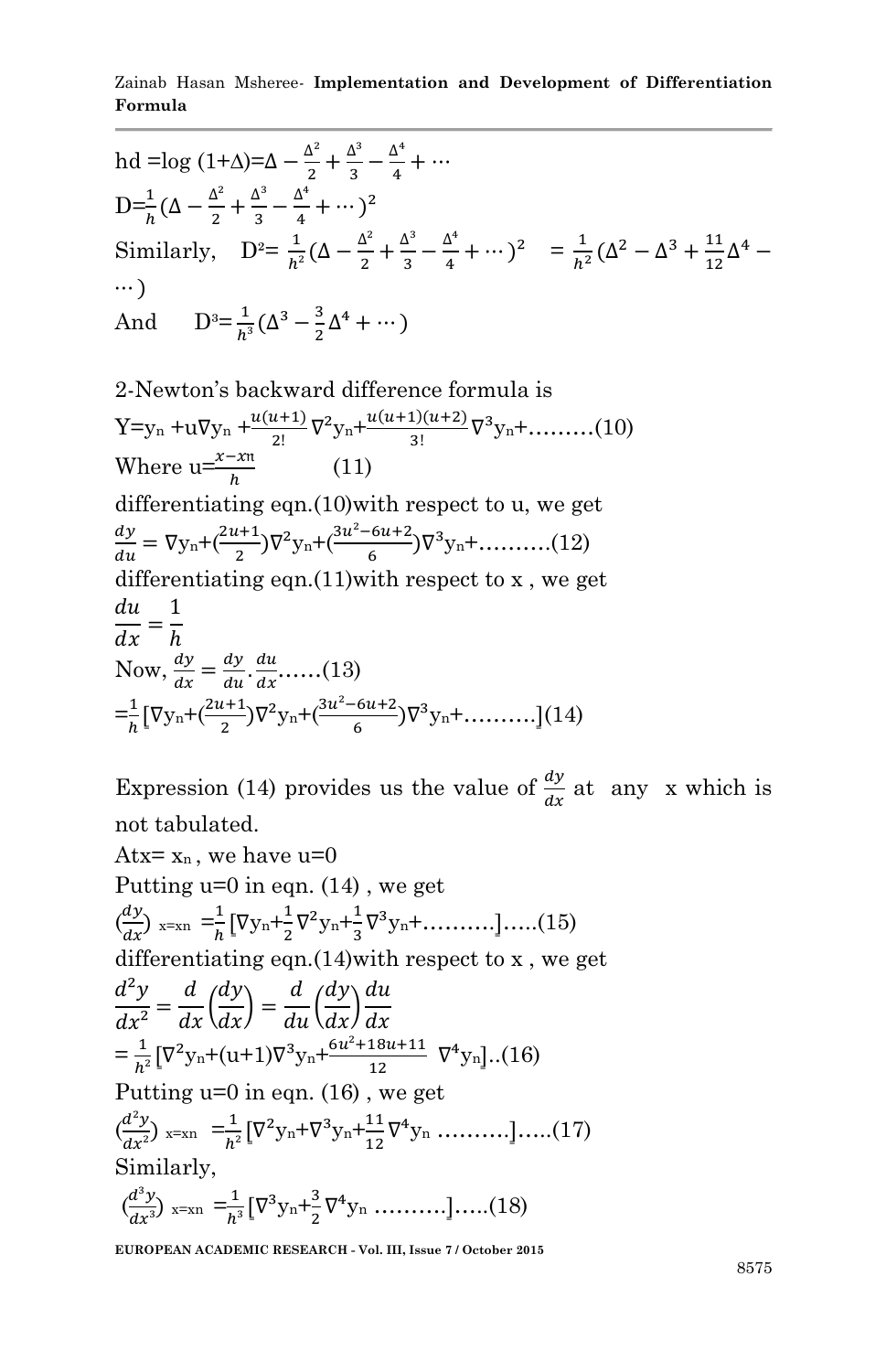$$hD = \log(1+\Delta) = \Delta - \frac{\Delta^2}{2} + \frac{\Delta^3}{3} - \frac{\Delta^4}{4} + \cdots$$

$$D = \frac{1}{h}\left(\Delta - \frac{\Delta^2}{2} + \frac{\Delta^3}{3} - \frac{\Delta^4}{4} + \cdots\right)^2$$

Similarly, $D^2 = \frac{1}{h^2}\left(\Delta - \frac{\Delta^2}{2} + \frac{\Delta^3}{3} - \frac{\Delta^4}{4} + \cdots\right)^2 \quad = \frac{1}{h^2}\left(\Delta^2 - \Delta^3 + \frac{11}{12}\Delta^4 - \cdots\right)$

And $\quad D^3 = \frac{1}{h^3}\left(\Delta^3 - \frac{3}{2}\Delta^4 + \cdots\right)$

2-Newton's backward difference formula is

$$Y = y_n + u\nabla y_n + \frac{u(u+1)}{2!}\nabla^2 y_n + \frac{u(u+1)(u+2)}{3!}\nabla^3 y_n + \ldots\ldots\ldots(10)$$

Where $u = \frac{x - x_n}{h} \qquad (11)$

differentiating eqn.(10)with respect to u, we get

$$\frac{dy}{du} = \nabla y_n + \left(\frac{2u+1}{2}\right)\nabla^2 y_n + \left(\frac{3u^2-6u+2}{6}\right)\nabla^3 y_n + \ldots\ldots\ldots.(12)$$

differentiating eqn.(11)with respect to x , we get

$$\frac{du}{dx} = \frac{1}{h}$$

Now, $\frac{dy}{dx} = \frac{dy}{du}\cdot\frac{du}{dx} \ldots\ldots(13)$

$$= \frac{1}{h}\left[\nabla y_n + \left(\frac{2u+1}{2}\right)\nabla^2 y_n + \left(\frac{3u^2-6u+2}{6}\right)\nabla^3 y_n + \ldots\ldots\ldots.\right](14)$$

Expression (14) provides us the value of $\frac{dy}{dx}$ at any x which is not tabulated.

At $x = x_n$ , we have $u=0$

Putting u=0 in eqn. (14) , we get

$$\left(\frac{dy}{dx}\right)_{x=x_n} = \frac{1}{h}\left[\nabla y_n + \frac{1}{2}\nabla^2 y_n + \frac{1}{3}\nabla^3 y_n + \ldots\ldots\ldots.\right]\ldots..(15)$$

differentiating eqn.(14)with respect to x , we get

$$\frac{d^2y}{dx^2} = \frac{d}{dx}\left(\frac{dy}{dx}\right) = \frac{d}{du}\left(\frac{dy}{dx}\right)\frac{du}{dx}$$

$$= \frac{1}{h^2}\left[\nabla^2 y_n + (u+1)\nabla^3 y_n + \frac{6u^2+18u+11}{12}\ \nabla^4 y_n\right]..(16)$$

Putting u=0 in eqn. (16) , we get

$$\left(\frac{d^2y}{dx^2}\right)_{x=x_n} = \frac{1}{h^2}\left[\nabla^2 y_n + \nabla^3 y_n + \frac{11}{12}\nabla^4 y_n \ \ldots\ldots\ldots.\right]\ldots..(17)$$

Similarly,

$$\left(\frac{d^3y}{dx^3}\right)_{x=x_n} = \frac{1}{h^3}\left[\nabla^3 y_n + \frac{3}{2}\nabla^4 y_n \ \ldots\ldots\ldots.\right]\ldots..(18)$$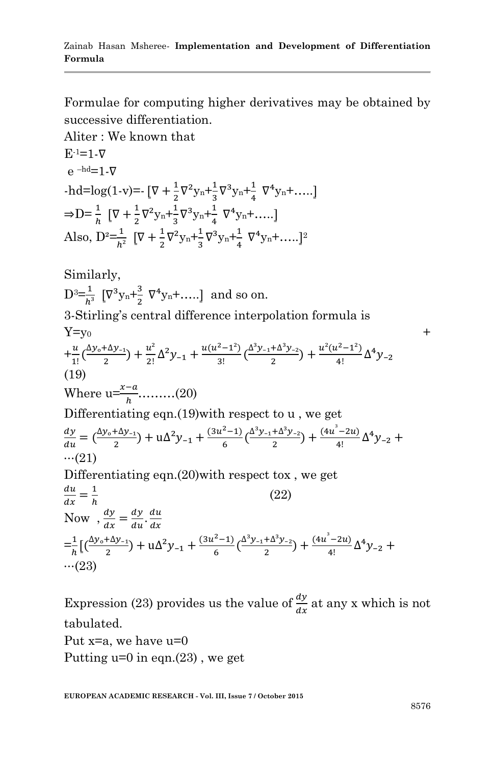Formulae for computing higher derivatives may be obtained by successive differentiation.

Aliter : We known that

$E^{-1}=1-\nabla$

$e^{-hd}=1-\nabla$

$-hd=\log(1-v)=-[\nabla+\frac{1}{2}\nabla^2 y_n+\frac{1}{3}\nabla^3 y_n+\frac{1}{4}\nabla^4 y_n+\ldots..]$

$\Rightarrow D=\frac{1}{h}[\nabla+\frac{1}{2}\nabla^2 y_n+\frac{1}{3}\nabla^3 y_n+\frac{1}{4}\nabla^4 y_n+\ldots..]$

Also, $D^2=\frac{1}{h^2}[\nabla+\frac{1}{2}\nabla^2 y_n+\frac{1}{3}\nabla^3 y_n+\frac{1}{4}\nabla^4 y_n+\ldots..]^2$

Similarly,

$D^3=\frac{1}{h^3}[\nabla^3 y_n+\frac{3}{2}\nabla^4 y_n+\ldots..]$ and so on.

3-Stirling's central difference interpolation formula is

$$Y=y_0++\frac{u}{1!}\left(\frac{\Delta y_0+\Delta y_{-1}}{2}\right)+\frac{u^2}{2!}\Delta^2 y_{-1}+\frac{u(u^2-1^2)}{3!}\left(\frac{\Delta^3 y_{-1}+\Delta^3 y_{-2}}{2}\right)+\frac{u^2(u^2-1^2)}{4!}\Delta^4 y_{-2} \quad (19)$$

Where $u=\frac{x-a}{h}$………(20)

Differentiating eqn.(19)with respect to u , we get

$$\frac{dy}{du}=\left(\frac{\Delta y_0+\Delta y_{-1}}{2}\right)+u\Delta^2 y_{-1}+\frac{(3u^2-1)}{6}\left(\frac{\Delta^3 y_{-1}+\Delta^3 y_{-2}}{2}\right)+\frac{(4u^3-2u)}{4!}\Delta^4 y_{-2}+\cdots(21)$$

Differentiating eqn.(20)with respect tox , we get

$$\frac{du}{dx}=\frac{1}{h} \qquad (22)$$

Now , $\frac{dy}{dx}=\frac{dy}{du}\cdot\frac{du}{dx}$

$$=\frac{1}{h}\left[\left(\frac{\Delta y_0+\Delta y_{-1}}{2}\right)+u\Delta^2 y_{-1}+\frac{(3u^2-1)}{6}\left(\frac{\Delta^3 y_{-1}+\Delta^3 y_{-2}}{2}\right)+\frac{(4u^3-2u)}{4!}\Delta^4 y_{-2}+\cdots(23)\right.$$

Expression (23) provides us the value of $\frac{dy}{dx}$ at any x which is not tabulated.

Put x=a, we have u=0

Putting u=0 in eqn.(23) , we get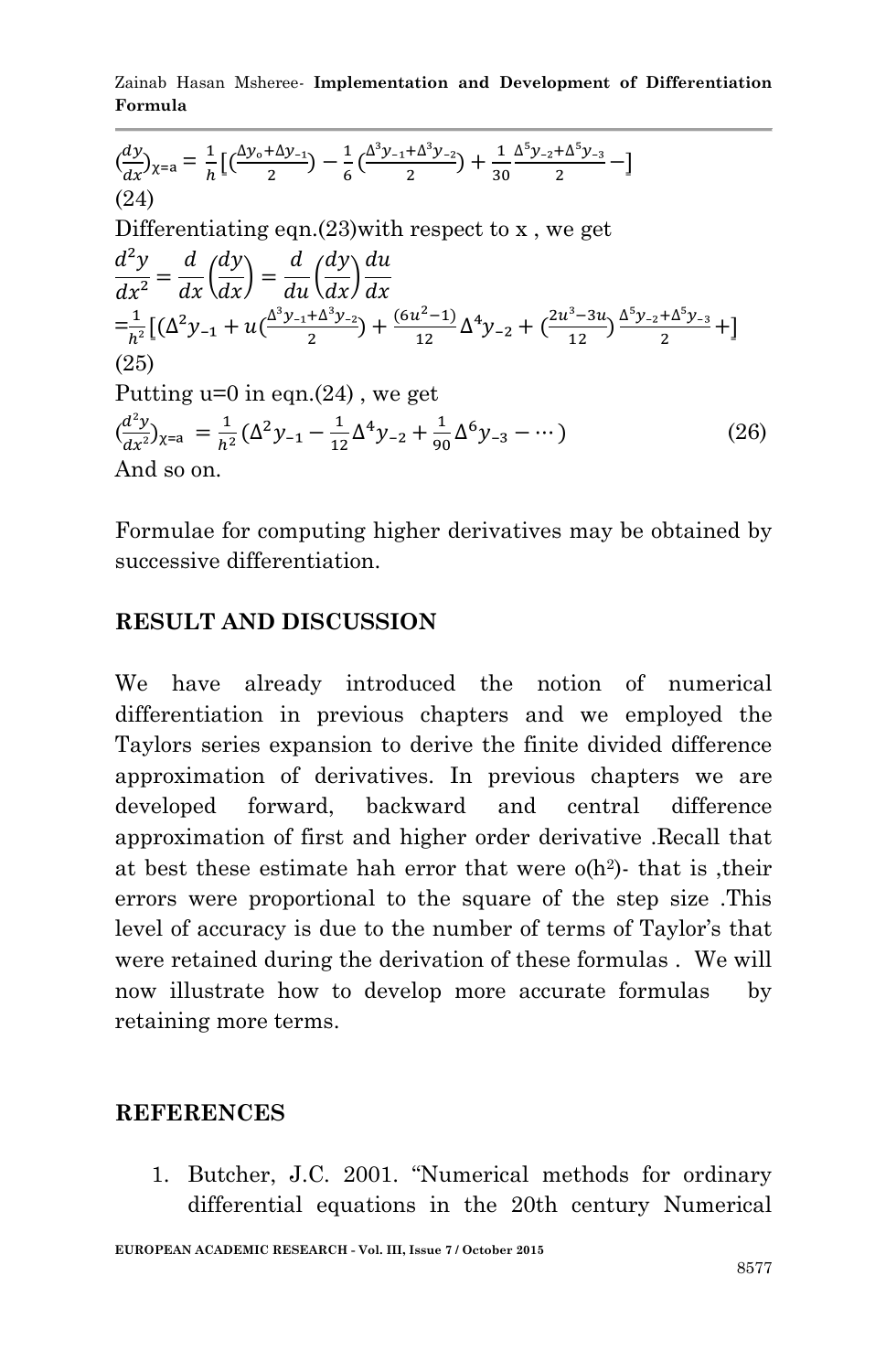$$\left(\frac{dy}{dx}\right)_{x=a} = \frac{1}{h}\left[\left(\frac{\Delta y_0 + \Delta y_{-1}}{2}\right) - \frac{1}{6}\left(\frac{\Delta^3 y_{-1} + \Delta^3 y_{-2}}{2}\right) + \frac{1}{30}\frac{\Delta^5 y_{-2} + \Delta^5 y_{-3}}{2} - \right]$$

(24)

Differentiating eqn.(23)with respect to x , we get

$$\frac{d^2y}{dx^2} = \frac{d}{dx}\left(\frac{dy}{dx}\right) = \frac{d}{du}\left(\frac{dy}{dx}\right)\frac{du}{dx}$$

$$= \frac{1}{h^2}\left[\left(\Delta^2 y_{-1} + u\left(\frac{\Delta^3 y_{-1} + \Delta^3 y_{-2}}{2}\right) + \frac{(6u^2 - 1)}{12}\Delta^4 y_{-2} + \left(\frac{2u^3 - 3u}{12}\right)\frac{\Delta^5 y_{-2} + \Delta^5 y_{-3}}{2} + \right]\right.$$

(25)

Putting u=0 in eqn.(24) , we get

$$\left(\frac{d^2y}{dx^2}\right)_{x=a} = \frac{1}{h^2}\left(\Delta^2 y_{-1} - \frac{1}{12}\Delta^4 y_{-2} + \frac{1}{90}\Delta^6 y_{-3} - \cdots\right) \quad (26)$$

And so on.

Formulae for computing higher derivatives may be obtained by successive differentiation.

## RESULT AND DISCUSSION

We have already introduced the notion of numerical differentiation in previous chapters and we employed the Taylors series expansion to derive the finite divided difference approximation of derivatives. In previous chapters we are developed forward, backward and central difference approximation of first and higher order derivative .Recall that at best these estimate hah error that were o($h^2$)- that is ,their errors were proportional to the square of the step size .This level of accuracy is due to the number of terms of Taylor's that were retained during the derivation of these formulas . We will now illustrate how to develop more accurate formulas by retaining more terms.

## REFERENCES

1. Butcher, J.C. 2001. "Numerical methods for ordinary differential equations in the 20th century Numerical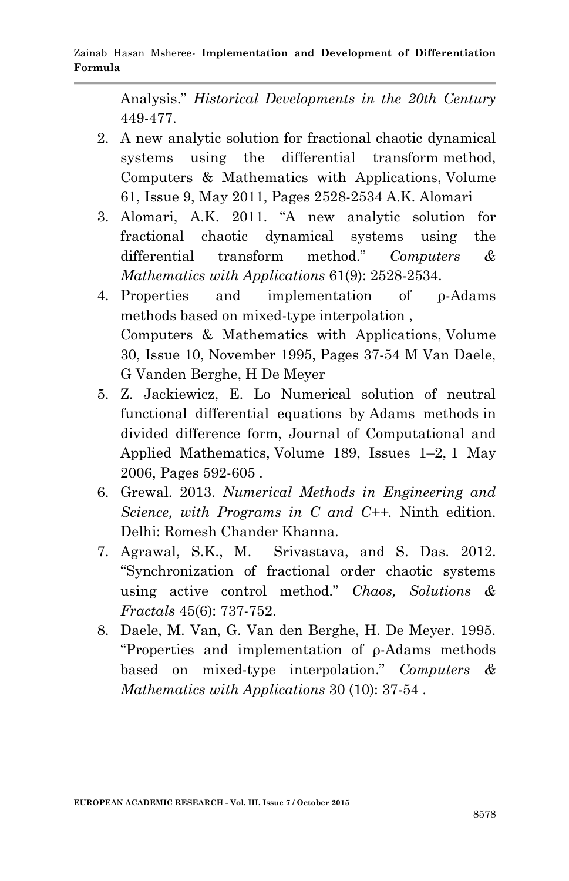Analysis." *Historical Developments in the 20th Century* 449-477.

2. A new analytic solution for fractional chaotic dynamical systems using the differential transform method, Computers & Mathematics with Applications, Volume 61, Issue 9, May 2011, Pages 2528-2534 A.K. Alomari
3. Alomari, A.K. 2011. "A new analytic solution for fractional chaotic dynamical systems using the differential transform method." *Computers & Mathematics with Applications* 61(9): 2528-2534.
4. Properties and implementation of ρ-Adams methods based on mixed-type interpolation , Computers & Mathematics with Applications, Volume 30, Issue 10, November 1995, Pages 37-54 M Van Daele, G Vanden Berghe, H De Meyer
5. Z. Jackiewicz, E. Lo Numerical solution of neutral functional differential equations by Adams methods in divided difference form, Journal of Computational and Applied Mathematics, Volume 189, Issues 1–2, 1 May 2006, Pages 592-605 .
6. Grewal. 2013. *Numerical Methods in Engineering and Science, with Programs in C and C++.* Ninth edition. Delhi: Romesh Chander Khanna.
7. Agrawal, S.K., M. Srivastava, and S. Das. 2012. "Synchronization of fractional order chaotic systems using active control method." *Chaos, Solutions & Fractals* 45(6): 737-752.
8. Daele, M. Van, G. Van den Berghe, H. De Meyer. 1995. "Properties and implementation of ρ-Adams methods based on mixed-type interpolation." *Computers & Mathematics with Applications* 30 (10): 37-54 .